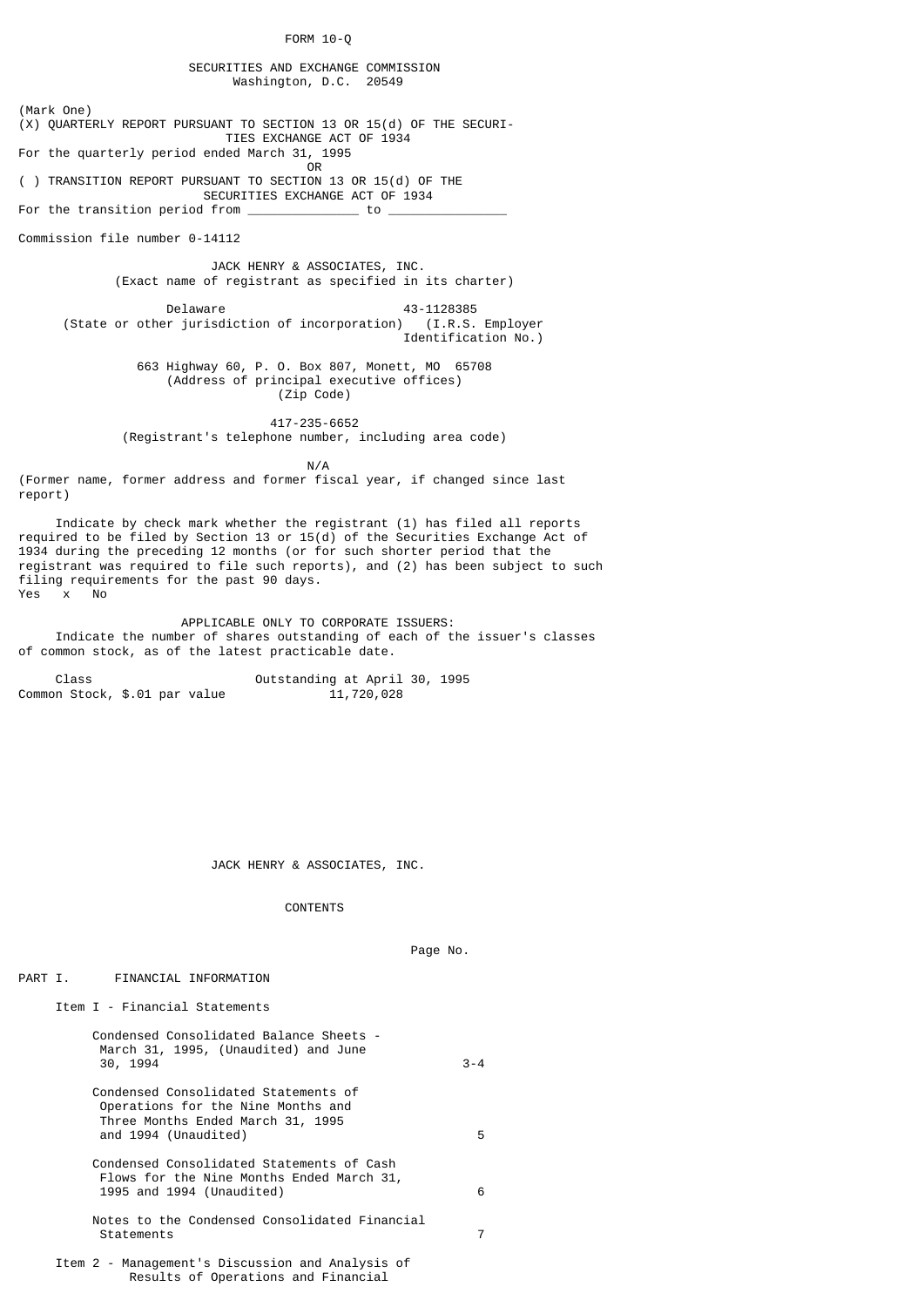FORM 10-Q

SECURITIES AND EXCHANGE COMMISSION
Washington, D.C. 20549

(Mark One)
(X) QUARTERLY REPORT PURSUANT TO SECTION 13 OR 15(d) OF THE SECURITIES EXCHANGE ACT OF 1934
For the quarterly period ended March 31, 1995

OR

( ) TRANSITION REPORT PURSUANT TO SECTION 13 OR 15(d) OF THE SECURITIES EXCHANGE ACT OF 1934
For the transition period from ______________ to _______________

Commission file number 0-14112

**JACK HENRY & ASSOCIATES, INC.**
(Exact name of registrant as specified in its charter)

| Delaware | 43-1128385 |
|---|---|
| (State or other jurisdiction of incorporation) | (I.R.S. Employer Identification No.) |

663 Highway 60, P. O. Box 807, Monett, MO 65708
(Address of principal executive offices)
(Zip Code)

417-235-6652
(Registrant's telephone number, including area code)

N/A
(Former name, former address and former fiscal year, if changed since last report)

Indicate by check mark whether the registrant (1) has filed all reports required to be filed by Section 13 or 15(d) of the Securities Exchange Act of 1934 during the preceding 12 months (or for such shorter period that the registrant was required to file such reports), and (2) has been subject to such filing requirements for the past 90 days.
Yes x No

APPLICABLE ONLY TO CORPORATE ISSUERS:
Indicate the number of shares outstanding of each of the issuer's classes of common stock, as of the latest practicable date.

| Class | Outstanding at April 30, 1995 |
|---|---|
| Common Stock, $.01 par value | 11,720,028 |

JACK HENRY & ASSOCIATES, INC.

CONTENTS

| | Page No. |
|---|---|
| PART I. FINANCIAL INFORMATION | |
| Item I - Financial Statements | |
| Condensed Consolidated Balance Sheets - March 31, 1995, (Unaudited) and June 30, 1994 | 3-4 |
| Condensed Consolidated Statements of Operations for the Nine Months and Three Months Ended March 31, 1995 and 1994 (Unaudited) | 5 |
| Condensed Consolidated Statements of Cash Flows for the Nine Months Ended March 31, 1995 and 1994 (Unaudited) | 6 |
| Notes to the Condensed Consolidated Financial Statements | 7 |
| Item 2 - Management's Discussion and Analysis of Results of Operations and Financial | |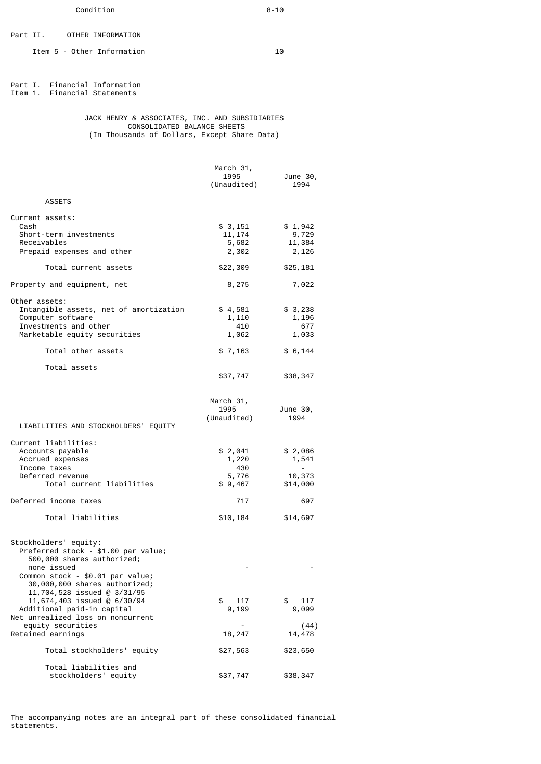| Condition | 8-10 |
|---|---|

Part II. OTHER INFORMATION

| Item 5 - Other Information | 10 |
|---|---|

Part I. Financial Information
Item 1. Financial Statements

JACK HENRY & ASSOCIATES, INC. AND SUBSIDIARIES
CONSOLIDATED BALANCE SHEETS
(In Thousands of Dollars, Except Share Data)

| | March 31, 1995 (Unaudited) | June 30, 1994 |
|---|---|---|
| **ASSETS** | | |
| Current assets: | | |
| Cash | $ 3,151 | $ 1,942 |
| Short-term investments | 11,174 | 9,729 |
| Receivables | 5,682 | 11,384 |
| Prepaid expenses and other | 2,302 | 2,126 |
| Total current assets | $22,309 | $25,181 |
| Property and equipment, net | 8,275 | 7,022 |
| Other assets: | | |
| Intangible assets, net of amortization | $ 4,581 | $ 3,238 |
| Computer software | 1,110 | 1,196 |
| Investments and other | 410 | 677 |
| Marketable equity securities | 1,062 | 1,033 |
| Total other assets | $ 7,163 | $ 6,144 |
| Total assets | $37,747 | $38,347 |

| | March 31, 1995 (Unaudited) | June 30, 1994 |
|---|---|---|
| **LIABILITIES AND STOCKHOLDERS' EQUITY** | | |
| Current liabilities: | | |
| Accounts payable | $ 2,041 | $ 2,086 |
| Accrued expenses | 1,220 | 1,541 |
| Income taxes | 430 | - |
| Deferred revenue | 5,776 | 10,373 |
| Total current liabilities | $ 9,467 | $14,000 |
| Deferred income taxes | 717 | 697 |
| Total liabilities | $10,184 | $14,697 |
| Stockholders' equity: | | |
| Preferred stock - $1.00 par value; 500,000 shares authorized; none issued | - | - |
| Common stock - $0.01 par value; 30,000,000 shares authorized; 11,704,528 issued @ 3/31/95 11,674,403 issued @ 6/30/94 | $ 117 | $ 117 |
| Additional paid-in capital | 9,199 | 9,099 |
| Net unrealized loss on noncurrent equity securities | - | (44) |
| Retained earnings | 18,247 | 14,478 |
| Total stockholders' equity | $27,563 | $23,650 |
| Total liabilities and stockholders' equity | $37,747 | $38,347 |

The accompanying notes are an integral part of these consolidated financial statements.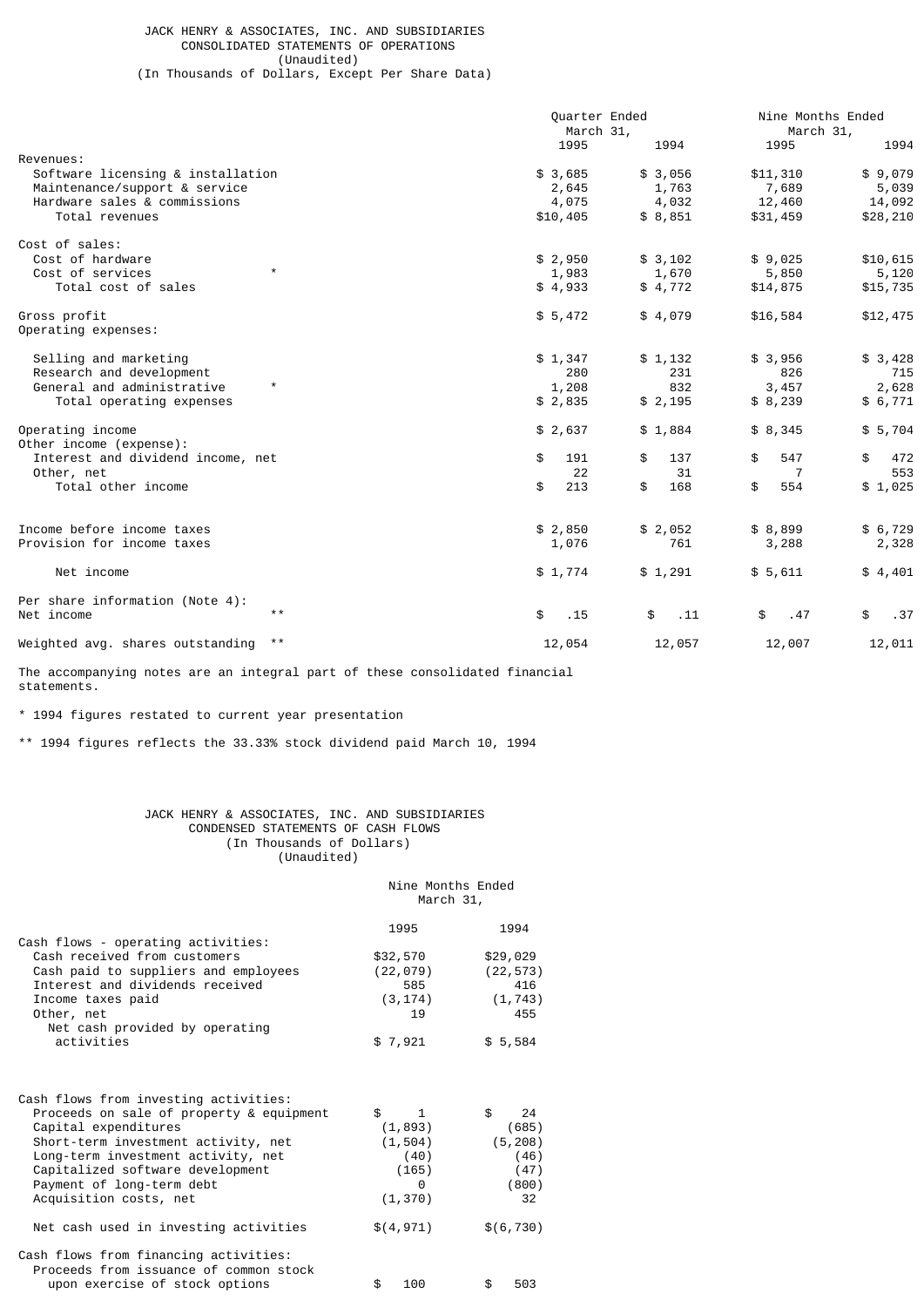# JACK HENRY & ASSOCIATES, INC. AND SUBSIDIARIES
## CONSOLIDATED STATEMENTS OF OPERATIONS
(Unaudited)
(In Thousands of Dollars, Except Per Share Data)

| | Quarter Ended March 31, | | Nine Months Ended March 31, | |
|---|---|---|---|---|
| | 1995 | 1994 | 1995 | 1994 |
| Revenues: | | | | |
| Software licensing & installation | $ 3,685 | $ 3,056 | $11,310 | $ 9,079 |
| Maintenance/support & service | 2,645 | 1,763 | 7,689 | 5,039 |
| Hardware sales & commissions | 4,075 | 4,032 | 12,460 | 14,092 |
| Total revenues | $10,405 | $ 8,851 | $31,459 | $28,210 |
| Cost of sales: | | | | |
| Cost of hardware | $ 2,950 | $ 3,102 | $ 9,025 | $10,615 |
| Cost of services * | 1,983 | 1,670 | 5,850 | 5,120 |
| Total cost of sales | $ 4,933 | $ 4,772 | $14,875 | $15,735 |
| Gross profit | $ 5,472 | $ 4,079 | $16,584 | $12,475 |
| Operating expenses: | | | | |
| Selling and marketing | $ 1,347 | $ 1,132 | $ 3,956 | $ 3,428 |
| Research and development | 280 | 231 | 826 | 715 |
| General and administrative * | 1,208 | 832 | 3,457 | 2,628 |
| Total operating expenses | $ 2,835 | $ 2,195 | $ 8,239 | $ 6,771 |
| Operating income | $ 2,637 | $ 1,884 | $ 8,345 | $ 5,704 |
| Other income (expense): | | | | |
| Interest and dividend income, net | $ 191 | $ 137 | $ 547 | $ 472 |
| Other, net | 22 | 31 | 7 | 553 |
| Total other income | $ 213 | $ 168 | $ 554 | $ 1,025 |
| Income before income taxes | $ 2,850 | $ 2,052 | $ 8,899 | $ 6,729 |
| Provision for income taxes | 1,076 | 761 | 3,288 | 2,328 |
| Net income | $ 1,774 | $ 1,291 | $ 5,611 | $ 4,401 |
| Per share information (Note 4): | | | | |
| Net income ** | $ .15 | $ .11 | $ .47 | $ .37 |
| Weighted avg. shares outstanding ** | 12,054 | 12,057 | 12,007 | 12,011 |

The accompanying notes are an integral part of these consolidated financial statements.

* 1994 figures restated to current year presentation

** 1994 figures reflects the 33.33% stock dividend paid March 10, 1994

# JACK HENRY & ASSOCIATES, INC. AND SUBSIDIARIES
## CONDENSED STATEMENTS OF CASH FLOWS
(In Thousands of Dollars)
(Unaudited)

| | Nine Months Ended March 31, | |
|---|---|---|
| | 1995 | 1994 |
| Cash flows - operating activities: | | |
| Cash received from customers | $32,570 | $29,029 |
| Cash paid to suppliers and employees | (22,079) | (22,573) |
| Interest and dividends received | 585 | 416 |
| Income taxes paid | (3,174) | (1,743) |
| Other, net | 19 | 455 |
| Net cash provided by operating activities | $ 7,921 | $ 5,584 |
| Cash flows from investing activities: | | |
| Proceeds on sale of property & equipment | $ 1 | $ 24 |
| Capital expenditures | (1,893) | (685) |
| Short-term investment activity, net | (1,504) | (5,208) |
| Long-term investment activity, net | (40) | (46) |
| Capitalized software development | (165) | (47) |
| Payment of long-term debt | 0 | (800) |
| Acquisition costs, net | (1,370) | 32 |
| Net cash used in investing activities | $(4,971) | $(6,730) |
| Cash flows from financing activities: | | |
| Proceeds from issuance of common stock upon exercise of stock options | $ 100 | $ 503 |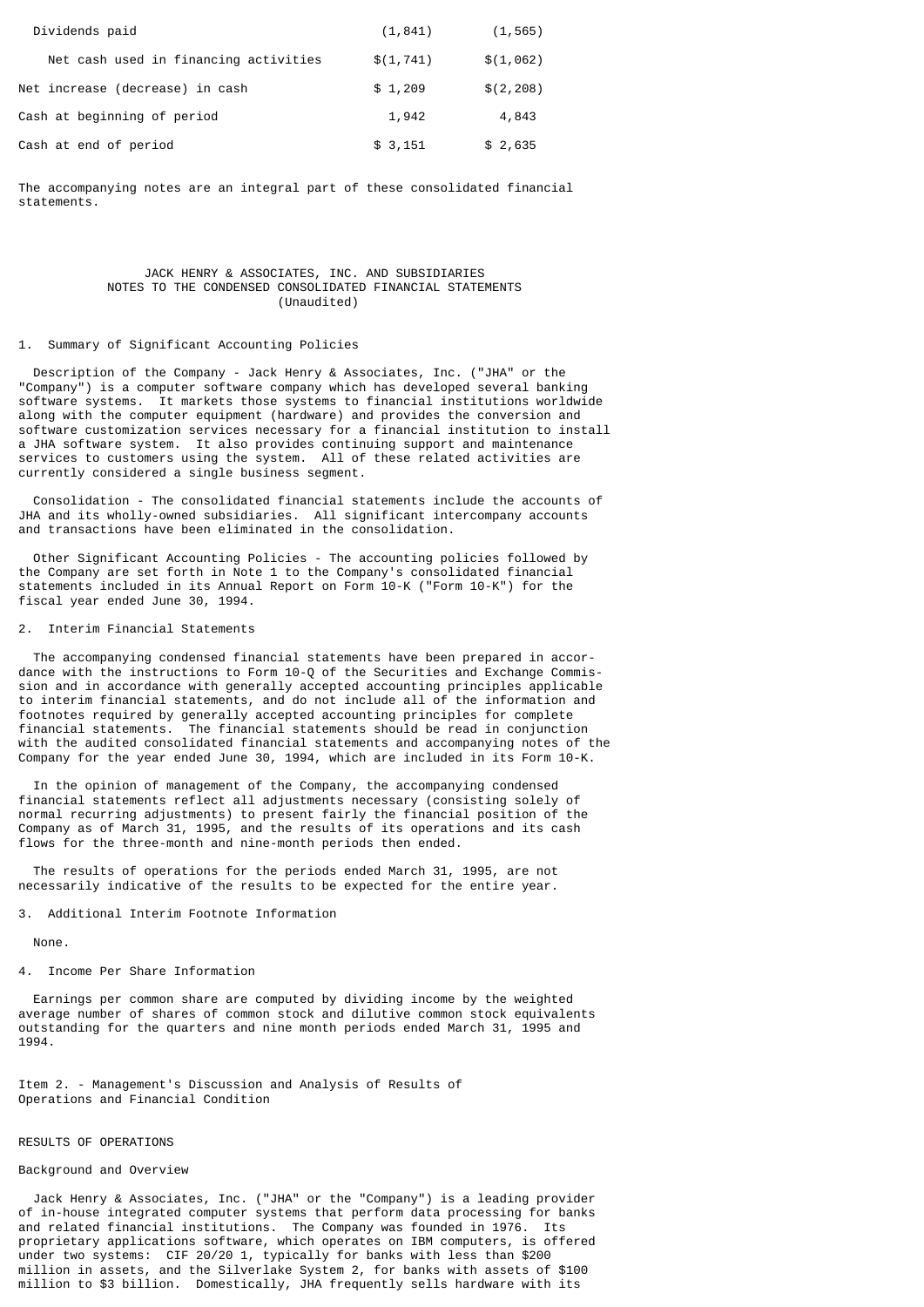| | | |
|---|---|---|
| Dividends paid | (1,841) | (1,565) |
| Net cash used in financing activities | $(1,741) | $(1,062) |
| Net increase (decrease) in cash | $ 1,209 | $(2,208) |
| Cash at beginning of period | 1,942 | 4,843 |
| Cash at end of period | $ 3,151 | $ 2,635 |

The accompanying notes are an integral part of these consolidated financial statements.

JACK HENRY & ASSOCIATES, INC. AND SUBSIDIARIES
NOTES TO THE CONDENSED CONSOLIDATED FINANCIAL STATEMENTS
(Unaudited)

1. Summary of Significant Accounting Policies

Description of the Company - Jack Henry & Associates, Inc. ("JHA" or the "Company") is a computer software company which has developed several banking software systems. It markets those systems to financial institutions worldwide along with the computer equipment (hardware) and provides the conversion and software customization services necessary for a financial institution to install a JHA software system. It also provides continuing support and maintenance services to customers using the system. All of these related activities are currently considered a single business segment.

Consolidation - The consolidated financial statements include the accounts of JHA and its wholly-owned subsidiaries. All significant intercompany accounts and transactions have been eliminated in the consolidation.

Other Significant Accounting Policies - The accounting policies followed by the Company are set forth in Note 1 to the Company's consolidated financial statements included in its Annual Report on Form 10-K ("Form 10-K") for the fiscal year ended June 30, 1994.

2. Interim Financial Statements

The accompanying condensed financial statements have been prepared in accordance with the instructions to Form 10-Q of the Securities and Exchange Commission and in accordance with generally accepted accounting principles applicable to interim financial statements, and do not include all of the information and footnotes required by generally accepted accounting principles for complete financial statements. The financial statements should be read in conjunction with the audited consolidated financial statements and accompanying notes of the Company for the year ended June 30, 1994, which are included in its Form 10-K.

In the opinion of management of the Company, the accompanying condensed financial statements reflect all adjustments necessary (consisting solely of normal recurring adjustments) to present fairly the financial position of the Company as of March 31, 1995, and the results of its operations and its cash flows for the three-month and nine-month periods then ended.

The results of operations for the periods ended March 31, 1995, are not necessarily indicative of the results to be expected for the entire year.

3. Additional Interim Footnote Information

None.

4. Income Per Share Information

Earnings per common share are computed by dividing income by the weighted average number of shares of common stock and dilutive common stock equivalents outstanding for the quarters and nine month periods ended March 31, 1995 and 1994.

Item 2. - Management's Discussion and Analysis of Results of Operations and Financial Condition

RESULTS OF OPERATIONS

Background and Overview

Jack Henry & Associates, Inc. ("JHA" or the "Company") is a leading provider of in-house integrated computer systems that perform data processing for banks and related financial institutions. The Company was founded in 1976. Its proprietary applications software, which operates on IBM computers, is offered under two systems: CIF 20/20 1, typically for banks with less than $200 million in assets, and the Silverlake System 2, for banks with assets of $100 million to $3 billion. Domestically, JHA frequently sells hardware with its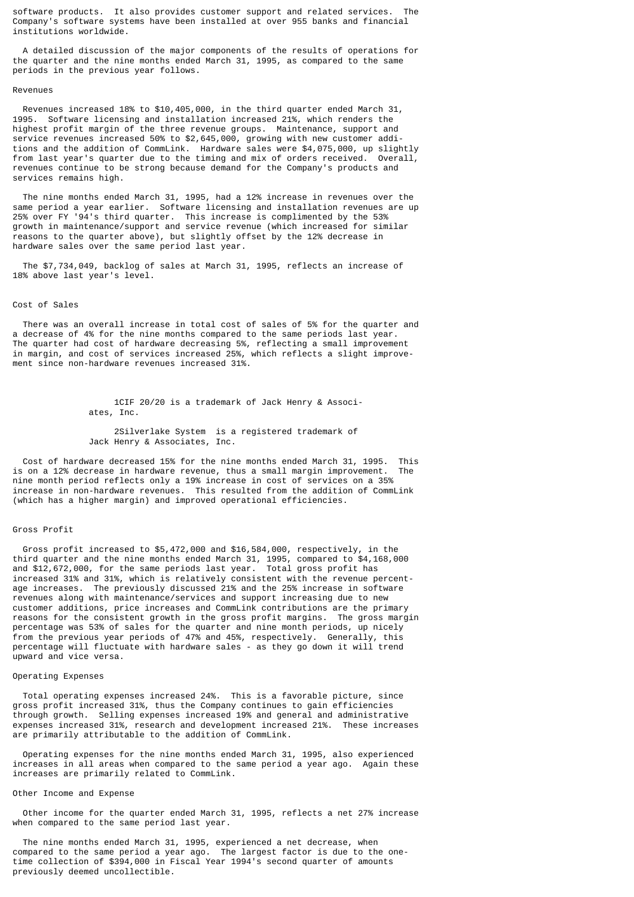software products. It also provides customer support and related services. The Company's software systems have been installed at over 955 banks and financial institutions worldwide.

A detailed discussion of the major components of the results of operations for the quarter and the nine months ended March 31, 1995, as compared to the same periods in the previous year follows.

## Revenues

Revenues increased 18% to $10,405,000, in the third quarter ended March 31, 1995. Software licensing and installation increased 21%, which renders the highest profit margin of the three revenue groups. Maintenance, support and service revenues increased 50% to $2,645,000, growing with new customer additions and the addition of CommLink. Hardware sales were $4,075,000, up slightly from last year's quarter due to the timing and mix of orders received. Overall, revenues continue to be strong because demand for the Company's products and services remains high.

The nine months ended March 31, 1995, had a 12% increase in revenues over the same period a year earlier. Software licensing and installation revenues are up 25% over FY '94's third quarter. This increase is complimented by the 53% growth in maintenance/support and service revenue (which increased for similar reasons to the quarter above), but slightly offset by the 12% decrease in hardware sales over the same period last year.

The $7,734,049, backlog of sales at March 31, 1995, reflects an increase of 18% above last year's level.

## Cost of Sales

There was an overall increase in total cost of sales of 5% for the quarter and a decrease of 4% for the nine months compared to the same periods last year. The quarter had cost of hardware decreasing 5%, reflecting a small improvement in margin, and cost of services increased 25%, which reflects a slight improvement since non-hardware revenues increased 31%.

[1] CIF 20/20 is a trademark of Jack Henry & Associates, Inc.

[2] Silverlake System is a registered trademark of Jack Henry & Associates, Inc.

Cost of hardware decreased 15% for the nine months ended March 31, 1995. This is on a 12% decrease in hardware revenue, thus a small margin improvement. The nine month period reflects only a 19% increase in cost of services on a 35% increase in non-hardware revenues. This resulted from the addition of CommLink (which has a higher margin) and improved operational efficiencies.

## Gross Profit

Gross profit increased to $5,472,000 and $16,584,000, respectively, in the third quarter and the nine months ended March 31, 1995, compared to $4,168,000 and $12,672,000, for the same periods last year. Total gross profit has increased 31% and 31%, which is relatively consistent with the revenue percentage increases. The previously discussed 21% and the 25% increase in software revenues along with maintenance/services and support increasing due to new customer additions, price increases and CommLink contributions are the primary reasons for the consistent growth in the gross profit margins. The gross margin percentage was 53% of sales for the quarter and nine month periods, up nicely from the previous year periods of 47% and 45%, respectively. Generally, this percentage will fluctuate with hardware sales - as they go down it will trend upward and vice versa.

## Operating Expenses

Total operating expenses increased 24%. This is a favorable picture, since gross profit increased 31%, thus the Company continues to gain efficiencies through growth. Selling expenses increased 19% and general and administrative expenses increased 31%, research and development increased 21%. These increases are primarily attributable to the addition of CommLink.

Operating expenses for the nine months ended March 31, 1995, also experienced increases in all areas when compared to the same period a year ago. Again these increases are primarily related to CommLink.

## Other Income and Expense

Other income for the quarter ended March 31, 1995, reflects a net 27% increase when compared to the same period last year.

The nine months ended March 31, 1995, experienced a net decrease, when compared to the same period a year ago. The largest factor is due to the one-time collection of $394,000 in Fiscal Year 1994's second quarter of amounts previously deemed uncollectible.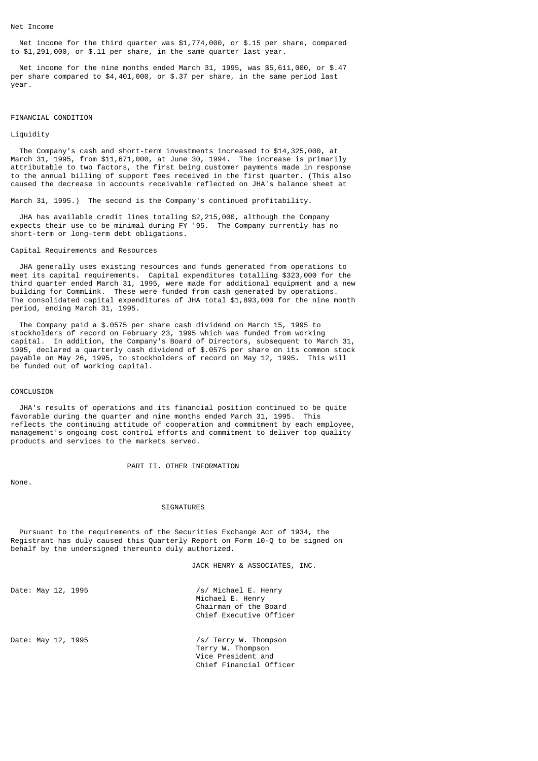### Net Income

Net income for the third quarter was $1,774,000, or $.15 per share, compared to $1,291,000, or $.11 per share, in the same quarter last year.

Net income for the nine months ended March 31, 1995, was $5,611,000, or $.47 per share compared to $4,401,000, or $.37 per share, in the same period last year.

## FINANCIAL CONDITION

### Liquidity

The Company's cash and short-term investments increased to $14,325,000, at March 31, 1995, from $11,671,000, at June 30, 1994. The increase is primarily attributable to two factors, the first being customer payments made in response to the annual billing of support fees received in the first quarter. (This also caused the decrease in accounts receivable reflected on JHA's balance sheet at March 31, 1995.) The second is the Company's continued profitability.

JHA has available credit lines totaling $2,215,000, although the Company expects their use to be minimal during FY '95. The Company currently has no short-term or long-term debt obligations.

### Capital Requirements and Resources

JHA generally uses existing resources and funds generated from operations to meet its capital requirements. Capital expenditures totalling $323,000 for the third quarter ended March 31, 1995, were made for additional equipment and a new building for CommLink. These were funded from cash generated by operations. The consolidated capital expenditures of JHA total $1,893,000 for the nine month period, ending March 31, 1995.

The Company paid a $.0575 per share cash dividend on March 15, 1995 to stockholders of record on February 23, 1995 which was funded from working capital. In addition, the Company's Board of Directors, subsequent to March 31, 1995, declared a quarterly cash dividend of $.0575 per share on its common stock payable on May 26, 1995, to stockholders of record on May 12, 1995. This will be funded out of working capital.

## CONCLUSION

JHA's results of operations and its financial position continued to be quite favorable during the quarter and nine months ended March 31, 1995. This reflects the continuing attitude of cooperation and commitment by each employee, management's ongoing cost control efforts and commitment to deliver top quality products and services to the markets served.

# PART II. OTHER INFORMATION

None.

## SIGNATURES

Pursuant to the requirements of the Securities Exchange Act of 1934, the Registrant has duly caused this Quarterly Report on Form 10-Q to be signed on behalf by the undersigned thereunto duly authorized.

JACK HENRY & ASSOCIATES, INC.

Date: May 12, 1995

/s/ Michael E. Henry
Michael E. Henry
Chairman of the Board
Chief Executive Officer

Date: May 12, 1995

/s/ Terry W. Thompson
Terry W. Thompson
Vice President and
Chief Financial Officer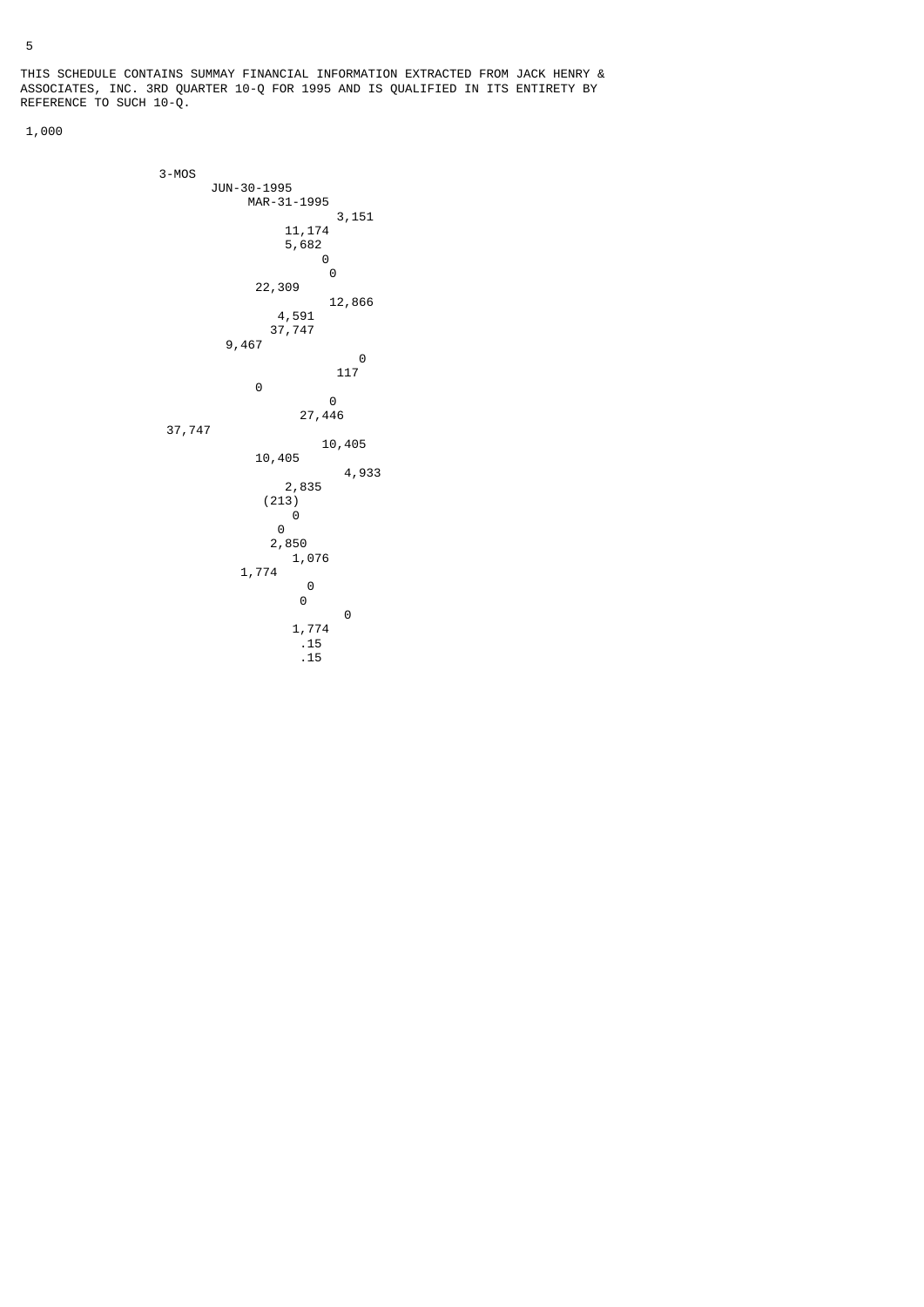5

THIS SCHEDULE CONTAINS SUMMAY FINANCIAL INFORMATION EXTRACTED FROM JACK HENRY & ASSOCIATES, INC. 3RD QUARTER 10-Q FOR 1995 AND IS QUALIFIED IN ITS ENTIRETY BY REFERENCE TO SUCH 10-Q.

1,000

```
                3-MOS
                       JUN-30-1995
                            MAR-31-1995
                                         3,151
                                  11,174
                                   5,682
                                       0
                                        0
                              22,309
                                        12,866
                                 4,591
                               37,747
                          9,467
                                            0
                                         117
                              0
                                        0
                                   27,446
                 37,747
                                      10,405
                              10,405
                                         4,933
                                   2,835
                                (213)
                                    0
                                  0
                                 2,850
                                    1,076
                            1,774
                                      0
                                     0
                                           0
                                   1,774
                                    .15
                                    .15
```